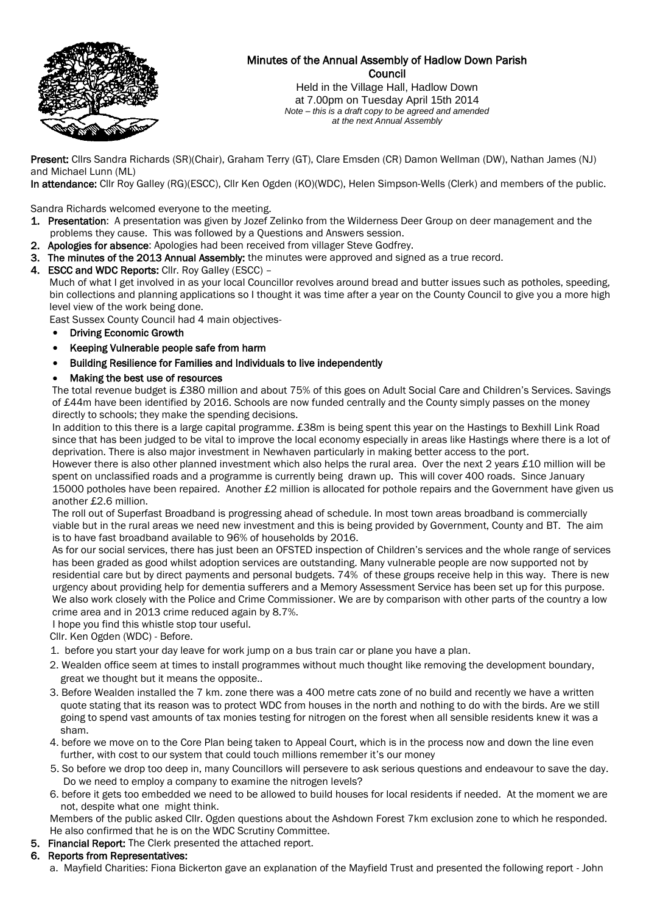# Minutes of the Annual Assembly of Hadlow Down Parish Council

Held in the Village Hall, Hadlow Down
at 7.00pm on Tuesday April 15th 2014
*Note – this is a draft copy to be agreed and amended at the next Annual Assembly*

**Present:** Cllrs Sandra Richards (SR)(Chair), Graham Terry (GT), Clare Emsden (CR) Damon Wellman (DW), Nathan James (NJ) and Michael Lunn (ML)

**In attendance:** Cllr Roy Galley (RG)(ESCC), Cllr Ken Ogden (KO)(WDC), Helen Simpson-Wells (Clerk) and members of the public.

Sandra Richards welcomed everyone to the meeting.

1. **Presentation**: A presentation was given by Jozef Zelinko from the Wilderness Deer Group on deer management and the problems they cause. This was followed by a Questions and Answers session.
2. **Apologies for absence**: Apologies had been received from villager Steve Godfrey.
3. **The minutes of the 2013 Annual Assembly:** the minutes were approved and signed as a true record.
4. **ESCC and WDC Reports:** Cllr. Roy Galley (ESCC) –

   Much of what I get involved in as your local Councillor revolves around bread and butter issues such as potholes, speeding, bin collections and planning applications so I thought it was time after a year on the County Council to give you a more high level view of the work being done.

   East Sussex County Council had 4 main objectives-

   - **Driving Economic Growth**
   - **Keeping Vulnerable people safe from harm**
   - **Building Resilience for Families and Individuals to live independently**
   - **Making the best use of resources**

   The total revenue budget is £380 million and about 75% of this goes on Adult Social Care and Children's Services. Savings of £44m have been identified by 2016. Schools are now funded centrally and the County simply passes on the money directly to schools; they make the spending decisions.

   In addition to this there is a large capital programme. £38m is being spent this year on the Hastings to Bexhill Link Road since that has been judged to be vital to improve the local economy especially in areas like Hastings where there is a lot of deprivation. There is also major investment in Newhaven particularly in making better access to the port.

   However there is also other planned investment which also helps the rural area. Over the next 2 years £10 million will be spent on unclassified roads and a programme is currently being drawn up. This will cover 400 roads. Since January 15000 potholes have been repaired. Another £2 million is allocated for pothole repairs and the Government have given us another £2.6 million.

   The roll out of Superfast Broadband is progressing ahead of schedule. In most town areas broadband is commercially viable but in the rural areas we need new investment and this is being provided by Government, County and BT. The aim is to have fast broadband available to 96% of households by 2016.

   As for our social services, there has just been an OFSTED inspection of Children's services and the whole range of services has been graded as good whilst adoption services are outstanding. Many vulnerable people are now supported not by residential care but by direct payments and personal budgets. 74% of these groups receive help in this way. There is new urgency about providing help for dementia sufferers and a Memory Assessment Service has been set up for this purpose. We also work closely with the Police and Crime Commissioner. We are by comparison with other parts of the country a low crime area and in 2013 crime reduced again by 8.7%.

   I hope you find this whistle stop tour useful.

   Cllr. Ken Ogden (WDC) - Before.

   1. before you start your day leave for work jump on a bus train car or plane you have a plan.
   2. Wealden office seem at times to install programmes without much thought like removing the development boundary, great we thought but it means the opposite..
   3. Before Wealden installed the 7 km. zone there was a 400 metre cats zone of no build and recently we have a written quote stating that its reason was to protect WDC from houses in the north and nothing to do with the birds. Are we still going to spend vast amounts of tax monies testing for nitrogen on the forest when all sensible residents knew it was a sham.
   4. before we move on to the Core Plan being taken to Appeal Court, which is in the process now and down the line even further, with cost to our system that could touch millions remember it's our money
   5. So before we drop too deep in, many Councillors will persevere to ask serious questions and endeavour to save the day. Do we need to employ a company to examine the nitrogen levels?
   6. before it gets too embedded we need to be allowed to build houses for local residents if needed. At the moment we are not, despite what one might think.

   Members of the public asked Cllr. Ogden questions about the Ashdown Forest 7km exclusion zone to which he responded. He also confirmed that he is on the WDC Scrutiny Committee.
5. **Financial Report:** The Clerk presented the attached report.
6. **Reports from Representatives:**

   a. Mayfield Charities: Fiona Bickerton gave an explanation of the Mayfield Trust and presented the following report - John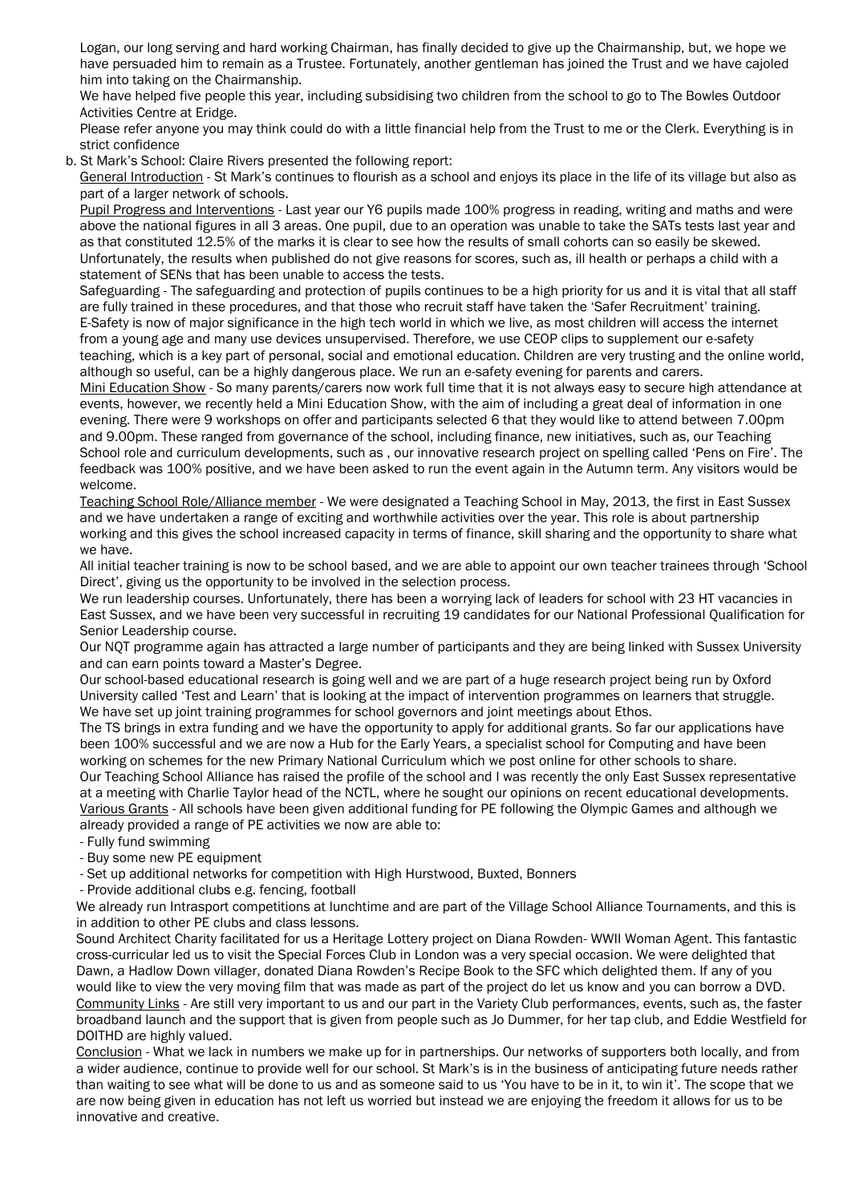Logan, our long serving and hard working Chairman, has finally decided to give up the Chairmanship, but, we hope we have persuaded him to remain as a Trustee. Fortunately, another gentleman has joined the Trust and we have cajoled him into taking on the Chairmanship.

We have helped five people this year, including subsidising two children from the school to go to The Bowles Outdoor Activities Centre at Eridge.

Please refer anyone you may think could do with a little financial help from the Trust to me or the Clerk. Everything is in strict confidence

b. St Mark's School: Claire Rivers presented the following report:

General Introduction - St Mark's continues to flourish as a school and enjoys its place in the life of its village but also as part of a larger network of schools.

Pupil Progress and Interventions - Last year our Y6 pupils made 100% progress in reading, writing and maths and were above the national figures in all 3 areas. One pupil, due to an operation was unable to take the SATs tests last year and as that constituted 12.5% of the marks it is clear to see how the results of small cohorts can so easily be skewed. Unfortunately, the results when published do not give reasons for scores, such as, ill health or perhaps a child with a statement of SENs that has been unable to access the tests.

Safeguarding - The safeguarding and protection of pupils continues to be a high priority for us and it is vital that all staff are fully trained in these procedures, and that those who recruit staff have taken the 'Safer Recruitment' training.

E-Safety is now of major significance in the high tech world in which we live, as most children will access the internet from a young age and many use devices unsupervised. Therefore, we use CEOP clips to supplement our e-safety teaching, which is a key part of personal, social and emotional education. Children are very trusting and the online world, although so useful, can be a highly dangerous place. We run an e-safety evening for parents and carers.

Mini Education Show - So many parents/carers now work full time that it is not always easy to secure high attendance at events, however, we recently held a Mini Education Show, with the aim of including a great deal of information in one evening. There were 9 workshops on offer and participants selected 6 that they would like to attend between 7.00pm and 9.00pm. These ranged from governance of the school, including finance, new initiatives, such as, our Teaching School role and curriculum developments, such as , our innovative research project on spelling called 'Pens on Fire'. The feedback was 100% positive, and we have been asked to run the event again in the Autumn term. Any visitors would be welcome.

Teaching School Role/Alliance member - We were designated a Teaching School in May, 2013, the first in East Sussex and we have undertaken a range of exciting and worthwhile activities over the year. This role is about partnership working and this gives the school increased capacity in terms of finance, skill sharing and the opportunity to share what we have.

All initial teacher training is now to be school based, and we are able to appoint our own teacher trainees through 'School Direct', giving us the opportunity to be involved in the selection process.

We run leadership courses. Unfortunately, there has been a worrying lack of leaders for school with 23 HT vacancies in East Sussex, and we have been very successful in recruiting 19 candidates for our National Professional Qualification for Senior Leadership course.

Our NQT programme again has attracted a large number of participants and they are being linked with Sussex University and can earn points toward a Master's Degree.

Our school-based educational research is going well and we are part of a huge research project being run by Oxford University called 'Test and Learn' that is looking at the impact of intervention programmes on learners that struggle.

We have set up joint training programmes for school governors and joint meetings about Ethos.

The TS brings in extra funding and we have the opportunity to apply for additional grants. So far our applications have been 100% successful and we are now a Hub for the Early Years, a specialist school for Computing and have been working on schemes for the new Primary National Curriculum which we post online for other schools to share.

Our Teaching School Alliance has raised the profile of the school and I was recently the only East Sussex representative at a meeting with Charlie Taylor head of the NCTL, where he sought our opinions on recent educational developments.

Various Grants - All schools have been given additional funding for PE following the Olympic Games and although we already provided a range of PE activities we now are able to:

- Fully fund swimming
- Buy some new PE equipment
- Set up additional networks for competition with High Hurstwood, Buxted, Bonners
- Provide additional clubs e.g. fencing, football

We already run Intrasport competitions at lunchtime and are part of the Village School Alliance Tournaments, and this is in addition to other PE clubs and class lessons.

Sound Architect Charity facilitated for us a Heritage Lottery project on Diana Rowden- WWII Woman Agent. This fantastic cross-curricular led us to visit the Special Forces Club in London was a very special occasion. We were delighted that Dawn, a Hadlow Down villager, donated Diana Rowden's Recipe Book to the SFC which delighted them. If any of you would like to view the very moving film that was made as part of the project do let us know and you can borrow a DVD.

Community Links - Are still very important to us and our part in the Variety Club performances, events, such as, the faster broadband launch and the support that is given from people such as Jo Dummer, for her tap club, and Eddie Westfield for DOITHD are highly valued.

Conclusion - What we lack in numbers we make up for in partnerships. Our networks of supporters both locally, and from a wider audience, continue to provide well for our school. St Mark's is in the business of anticipating future needs rather than waiting to see what will be done to us and as someone said to us 'You have to be in it, to win it'. The scope that we are now being given in education has not left us worried but instead we are enjoying the freedom it allows for us to be innovative and creative.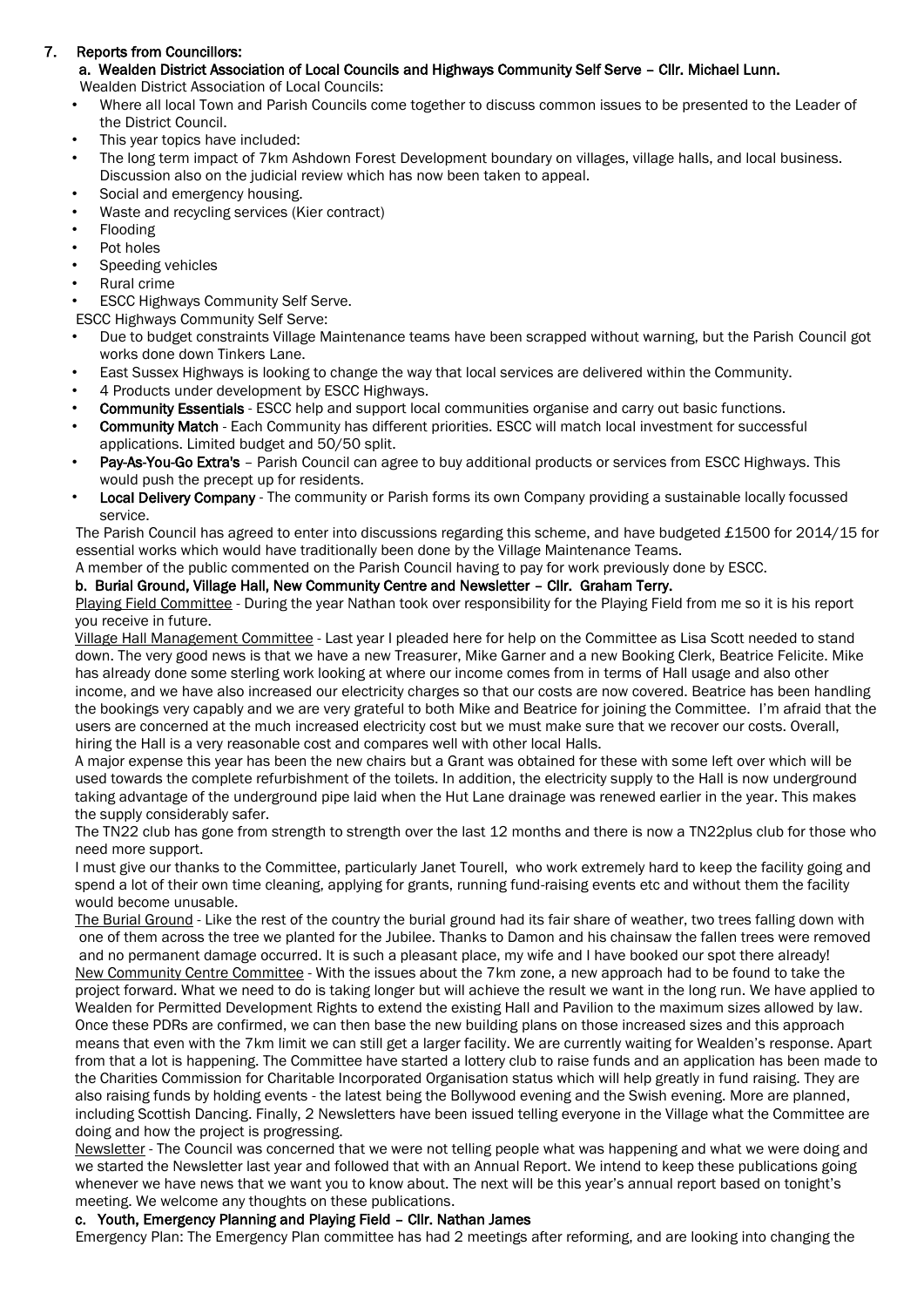## 7. Reports from Councillors:

### a. Wealden District Association of Local Councils and Highways Community Self Serve – Cllr. Michael Lunn.

Wealden District Association of Local Councils:

- Where all local Town and Parish Councils come together to discuss common issues to be presented to the Leader of the District Council.
- This year topics have included:
- The long term impact of 7km Ashdown Forest Development boundary on villages, village halls, and local business. Discussion also on the judicial review which has now been taken to appeal.
- Social and emergency housing.
- Waste and recycling services (Kier contract)
- Flooding
- Pot holes
- Speeding vehicles
- Rural crime
- ESCC Highways Community Self Serve.

ESCC Highways Community Self Serve:

- Due to budget constraints Village Maintenance teams have been scrapped without warning, but the Parish Council got works done down Tinkers Lane.
- East Sussex Highways is looking to change the way that local services are delivered within the Community.
- 4 Products under development by ESCC Highways.
- **Community Essentials** - ESCC help and support local communities organise and carry out basic functions.
- **Community Match** - Each Community has different priorities. ESCC will match local investment for successful applications. Limited budget and 50/50 split.
- **Pay-As-You-Go Extra's** – Parish Council can agree to buy additional products or services from ESCC Highways. This would push the precept up for residents.
- **Local Delivery Company** - The community or Parish forms its own Company providing a sustainable locally focussed service.

The Parish Council has agreed to enter into discussions regarding this scheme, and have budgeted £1500 for 2014/15 for essential works which would have traditionally been done by the Village Maintenance Teams.

A member of the public commented on the Parish Council having to pay for work previously done by ESCC.

### b. Burial Ground, Village Hall, New Community Centre and Newsletter – Cllr. Graham Terry.

Playing Field Committee - During the year Nathan took over responsibility for the Playing Field from me so it is his report you receive in future.

Village Hall Management Committee - Last year I pleaded here for help on the Committee as Lisa Scott needed to stand down. The very good news is that we have a new Treasurer, Mike Garner and a new Booking Clerk, Beatrice Felicite. Mike has already done some sterling work looking at where our income comes from in terms of Hall usage and also other income, and we have also increased our electricity charges so that our costs are now covered. Beatrice has been handling the bookings very capably and we are very grateful to both Mike and Beatrice for joining the Committee. I'm afraid that the users are concerned at the much increased electricity cost but we must make sure that we recover our costs. Overall, hiring the Hall is a very reasonable cost and compares well with other local Halls.

A major expense this year has been the new chairs but a Grant was obtained for these with some left over which will be used towards the complete refurbishment of the toilets. In addition, the electricity supply to the Hall is now underground taking advantage of the underground pipe laid when the Hut Lane drainage was renewed earlier in the year. This makes the supply considerably safer.

The TN22 club has gone from strength to strength over the last 12 months and there is now a TN22plus club for those who need more support.

I must give our thanks to the Committee, particularly Janet Tourell, who work extremely hard to keep the facility going and spend a lot of their own time cleaning, applying for grants, running fund-raising events etc and without them the facility would become unusable.

The Burial Ground - Like the rest of the country the burial ground had its fair share of weather, two trees falling down with one of them across the tree we planted for the Jubilee. Thanks to Damon and his chainsaw the fallen trees were removed and no permanent damage occurred. It is such a pleasant place, my wife and I have booked our spot there already!

New Community Centre Committee - With the issues about the 7km zone, a new approach had to be found to take the project forward. What we need to do is taking longer but will achieve the result we want in the long run. We have applied to Wealden for Permitted Development Rights to extend the existing Hall and Pavilion to the maximum sizes allowed by law. Once these PDRs are confirmed, we can then base the new building plans on those increased sizes and this approach means that even with the 7km limit we can still get a larger facility. We are currently waiting for Wealden's response. Apart from that a lot is happening. The Committee have started a lottery club to raise funds and an application has been made to the Charities Commission for Charitable Incorporated Organisation status which will help greatly in fund raising. They are also raising funds by holding events - the latest being the Bollywood evening and the Swish evening. More are planned, including Scottish Dancing. Finally, 2 Newsletters have been issued telling everyone in the Village what the Committee are doing and how the project is progressing.

Newsletter - The Council was concerned that we were not telling people what was happening and what we were doing and we started the Newsletter last year and followed that with an Annual Report. We intend to keep these publications going whenever we have news that we want you to know about. The next will be this year's annual report based on tonight's meeting. We welcome any thoughts on these publications.

### c. Youth, Emergency Planning and Playing Field – Cllr. Nathan James

Emergency Plan: The Emergency Plan committee has had 2 meetings after reforming, and are looking into changing the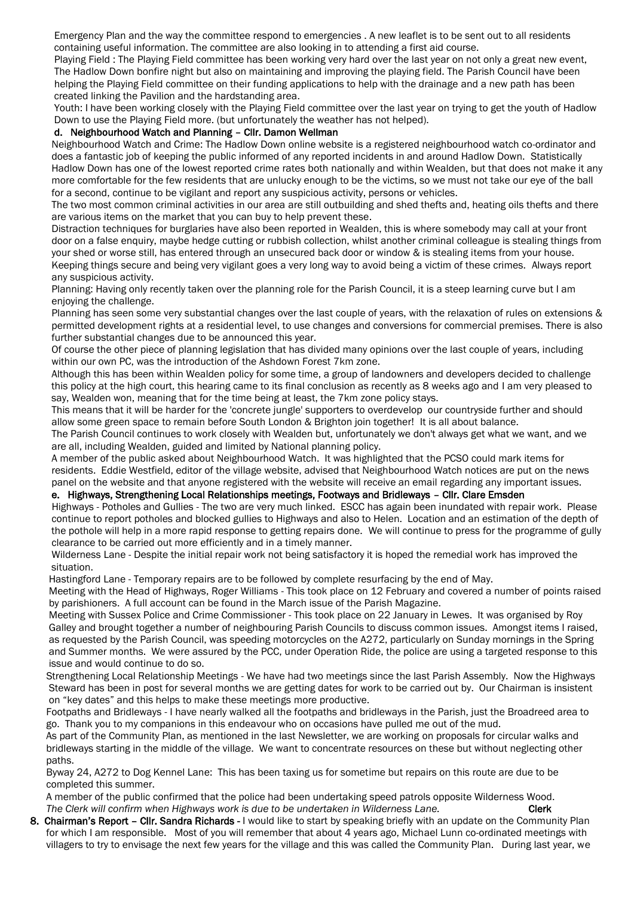Emergency Plan and the way the committee respond to emergencies . A new leaflet is to be sent out to all residents containing useful information. The committee are also looking in to attending a first aid course.

Playing Field : The Playing Field committee has been working very hard over the last year on not only a great new event, The Hadlow Down bonfire night but also on maintaining and improving the playing field. The Parish Council have been helping the Playing Field committee on their funding applications to help with the drainage and a new path has been created linking the Pavilion and the hardstanding area.

Youth: I have been working closely with the Playing Field committee over the last year on trying to get the youth of Hadlow Down to use the Playing Field more. (but unfortunately the weather has not helped).

**d. Neighbourhood Watch and Planning – Cllr. Damon Wellman**

Neighbourhood Watch and Crime: The Hadlow Down online website is a registered neighbourhood watch co-ordinator and does a fantastic job of keeping the public informed of any reported incidents in and around Hadlow Down. Statistically Hadlow Down has one of the lowest reported crime rates both nationally and within Wealden, but that does not make it any more comfortable for the few residents that are unlucky enough to be the victims, so we must not take our eye of the ball for a second, continue to be vigilant and report any suspicious activity, persons or vehicles.

The two most common criminal activities in our area are still outbuilding and shed thefts and, heating oils thefts and there are various items on the market that you can buy to help prevent these.

Distraction techniques for burglaries have also been reported in Wealden, this is where somebody may call at your front door on a false enquiry, maybe hedge cutting or rubbish collection, whilst another criminal colleague is stealing things from your shed or worse still, has entered through an unsecured back door or window & is stealing items from your house. Keeping things secure and being very vigilant goes a very long way to avoid being a victim of these crimes. Always report any suspicious activity.

Planning: Having only recently taken over the planning role for the Parish Council, it is a steep learning curve but I am enjoying the challenge.

Planning has seen some very substantial changes over the last couple of years, with the relaxation of rules on extensions & permitted development rights at a residential level, to use changes and conversions for commercial premises. There is also further substantial changes due to be announced this year.

Of course the other piece of planning legislation that has divided many opinions over the last couple of years, including within our own PC, was the introduction of the Ashdown Forest 7km zone.

Although this has been within Wealden policy for some time, a group of landowners and developers decided to challenge this policy at the high court, this hearing came to its final conclusion as recently as 8 weeks ago and I am very pleased to say, Wealden won, meaning that for the time being at least, the 7km zone policy stays.

This means that it will be harder for the 'concrete jungle' supporters to overdevelop our countryside further and should allow some green space to remain before South London & Brighton join together! It is all about balance.

The Parish Council continues to work closely with Wealden but, unfortunately we don't always get what we want, and we are all, including Wealden, guided and limited by National planning policy.

A member of the public asked about Neighbourhood Watch. It was highlighted that the PCSO could mark items for residents. Eddie Westfield, editor of the village website, advised that Neighbourhood Watch notices are put on the news panel on the website and that anyone registered with the website will receive an email regarding any important issues.

**e. Highways, Strengthening Local Relationships meetings, Footways and Bridleways – Cllr. Clare Emsden**

Highways - Potholes and Gullies - The two are very much linked. ESCC has again been inundated with repair work. Please continue to report potholes and blocked gullies to Highways and also to Helen. Location and an estimation of the depth of the pothole will help in a more rapid response to getting repairs done. We will continue to press for the programme of gully clearance to be carried out more efficiently and in a timely manner.

Wilderness Lane - Despite the initial repair work not being satisfactory it is hoped the remedial work has improved the situation.

Hastingford Lane - Temporary repairs are to be followed by complete resurfacing by the end of May.

Meeting with the Head of Highways, Roger Williams - This took place on 12 February and covered a number of points raised by parishioners. A full account can be found in the March issue of the Parish Magazine.

Meeting with Sussex Police and Crime Commissioner - This took place on 22 January in Lewes. It was organised by Roy Galley and brought together a number of neighbouring Parish Councils to discuss common issues. Amongst items I raised, as requested by the Parish Council, was speeding motorcycles on the A272, particularly on Sunday mornings in the Spring and Summer months. We were assured by the PCC, under Operation Ride, the police are using a targeted response to this issue and would continue to do so.

Strengthening Local Relationship Meetings - We have had two meetings since the last Parish Assembly. Now the Highways Steward has been in post for several months we are getting dates for work to be carried out by. Our Chairman is insistent on "key dates" and this helps to make these meetings more productive.

Footpaths and Bridleways - I have nearly walked all the footpaths and bridleways in the Parish, just the Broadreed area to go. Thank you to my companions in this endeavour who on occasions have pulled me out of the mud.

As part of the Community Plan, as mentioned in the last Newsletter, we are working on proposals for circular walks and bridleways starting in the middle of the village. We want to concentrate resources on these but without neglecting other paths.

Byway 24, A272 to Dog Kennel Lane: This has been taxing us for sometime but repairs on this route are due to be completed this summer.

A member of the public confirmed that the police had been undertaking speed patrols opposite Wilderness Wood.

*The Clerk will confirm when Highways work is due to be undertaken in Wilderness Lane.* **Clerk**

**8. Chairman's Report – Cllr. Sandra Richards -** I would like to start by speaking briefly with an update on the Community Plan for which I am responsible. Most of you will remember that about 4 years ago, Michael Lunn co-ordinated meetings with villagers to try to envisage the next few years for the village and this was called the Community Plan. During last year, we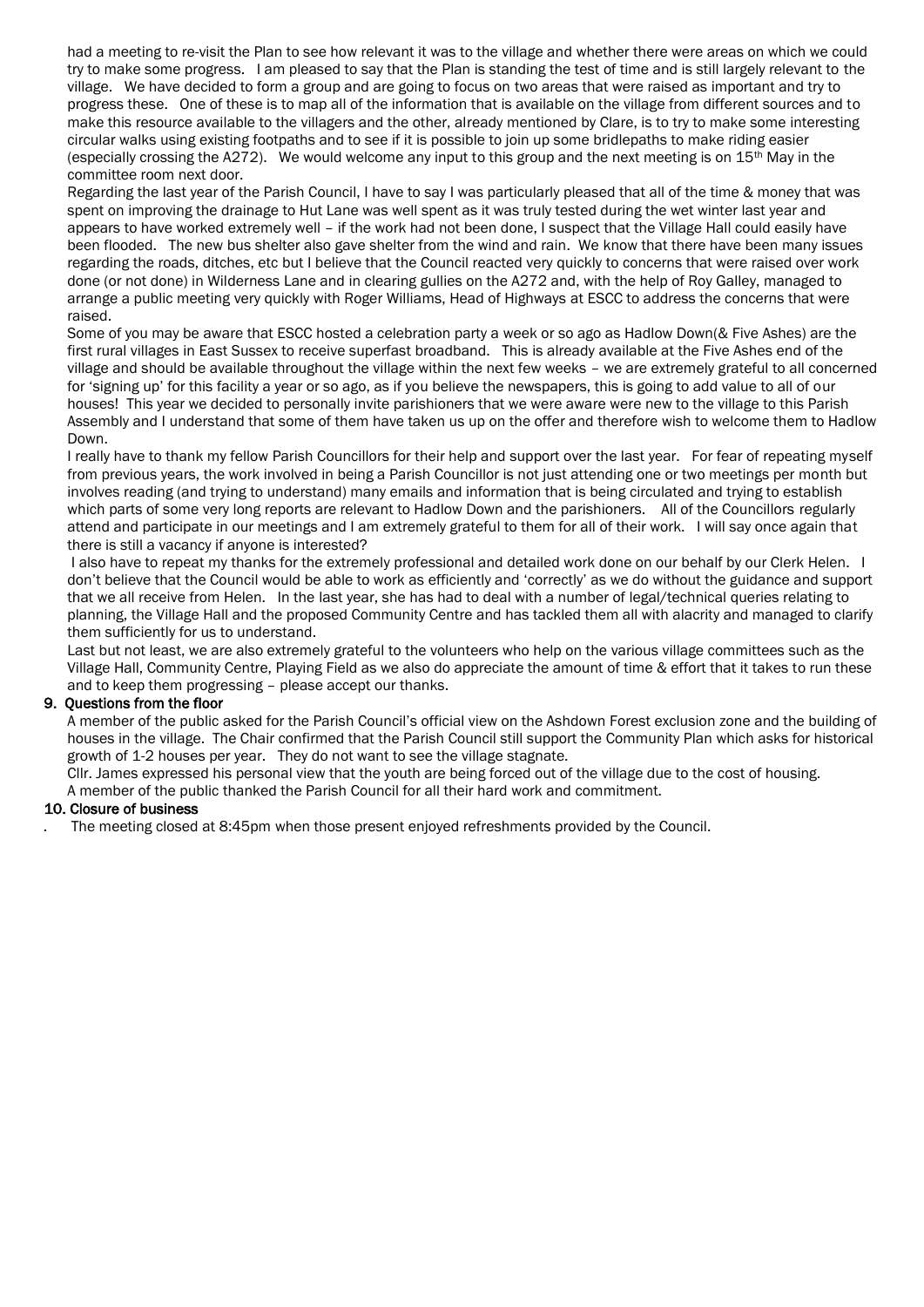had a meeting to re-visit the Plan to see how relevant it was to the village and whether there were areas on which we could try to make some progress. I am pleased to say that the Plan is standing the test of time and is still largely relevant to the village. We have decided to form a group and are going to focus on two areas that were raised as important and try to progress these. One of these is to map all of the information that is available on the village from different sources and to make this resource available to the villagers and the other, already mentioned by Clare, is to try to make some interesting circular walks using existing footpaths and to see if it is possible to join up some bridlepaths to make riding easier (especially crossing the A272). We would welcome any input to this group and the next meeting is on 15th May in the committee room next door.

Regarding the last year of the Parish Council, I have to say I was particularly pleased that all of the time & money that was spent on improving the drainage to Hut Lane was well spent as it was truly tested during the wet winter last year and appears to have worked extremely well – if the work had not been done, I suspect that the Village Hall could easily have been flooded. The new bus shelter also gave shelter from the wind and rain. We know that there have been many issues regarding the roads, ditches, etc but I believe that the Council reacted very quickly to concerns that were raised over work done (or not done) in Wilderness Lane and in clearing gullies on the A272 and, with the help of Roy Galley, managed to arrange a public meeting very quickly with Roger Williams, Head of Highways at ESCC to address the concerns that were raised.

Some of you may be aware that ESCC hosted a celebration party a week or so ago as Hadlow Down(& Five Ashes) are the first rural villages in East Sussex to receive superfast broadband. This is already available at the Five Ashes end of the village and should be available throughout the village within the next few weeks – we are extremely grateful to all concerned for 'signing up' for this facility a year or so ago, as if you believe the newspapers, this is going to add value to all of our houses! This year we decided to personally invite parishioners that we were aware were new to the village to this Parish Assembly and I understand that some of them have taken us up on the offer and therefore wish to welcome them to Hadlow Down.

I really have to thank my fellow Parish Councillors for their help and support over the last year. For fear of repeating myself from previous years, the work involved in being a Parish Councillor is not just attending one or two meetings per month but involves reading (and trying to understand) many emails and information that is being circulated and trying to establish which parts of some very long reports are relevant to Hadlow Down and the parishioners. All of the Councillors regularly attend and participate in our meetings and I am extremely grateful to them for all of their work. I will say once again that there is still a vacancy if anyone is interested?

I also have to repeat my thanks for the extremely professional and detailed work done on our behalf by our Clerk Helen. I don't believe that the Council would be able to work as efficiently and 'correctly' as we do without the guidance and support that we all receive from Helen. In the last year, she has had to deal with a number of legal/technical queries relating to planning, the Village Hall and the proposed Community Centre and has tackled them all with alacrity and managed to clarify them sufficiently for us to understand.

Last but not least, we are also extremely grateful to the volunteers who help on the various village committees such as the Village Hall, Community Centre, Playing Field as we also do appreciate the amount of time & effort that it takes to run these and to keep them progressing – please accept our thanks.

## 9. Questions from the floor

A member of the public asked for the Parish Council's official view on the Ashdown Forest exclusion zone and the building of houses in the village. The Chair confirmed that the Parish Council still support the Community Plan which asks for historical growth of 1-2 houses per year. They do not want to see the village stagnate.

Cllr. James expressed his personal view that the youth are being forced out of the village due to the cost of housing.

A member of the public thanked the Parish Council for all their hard work and commitment.

## 10. Closure of business

. The meeting closed at 8:45pm when those present enjoyed refreshments provided by the Council.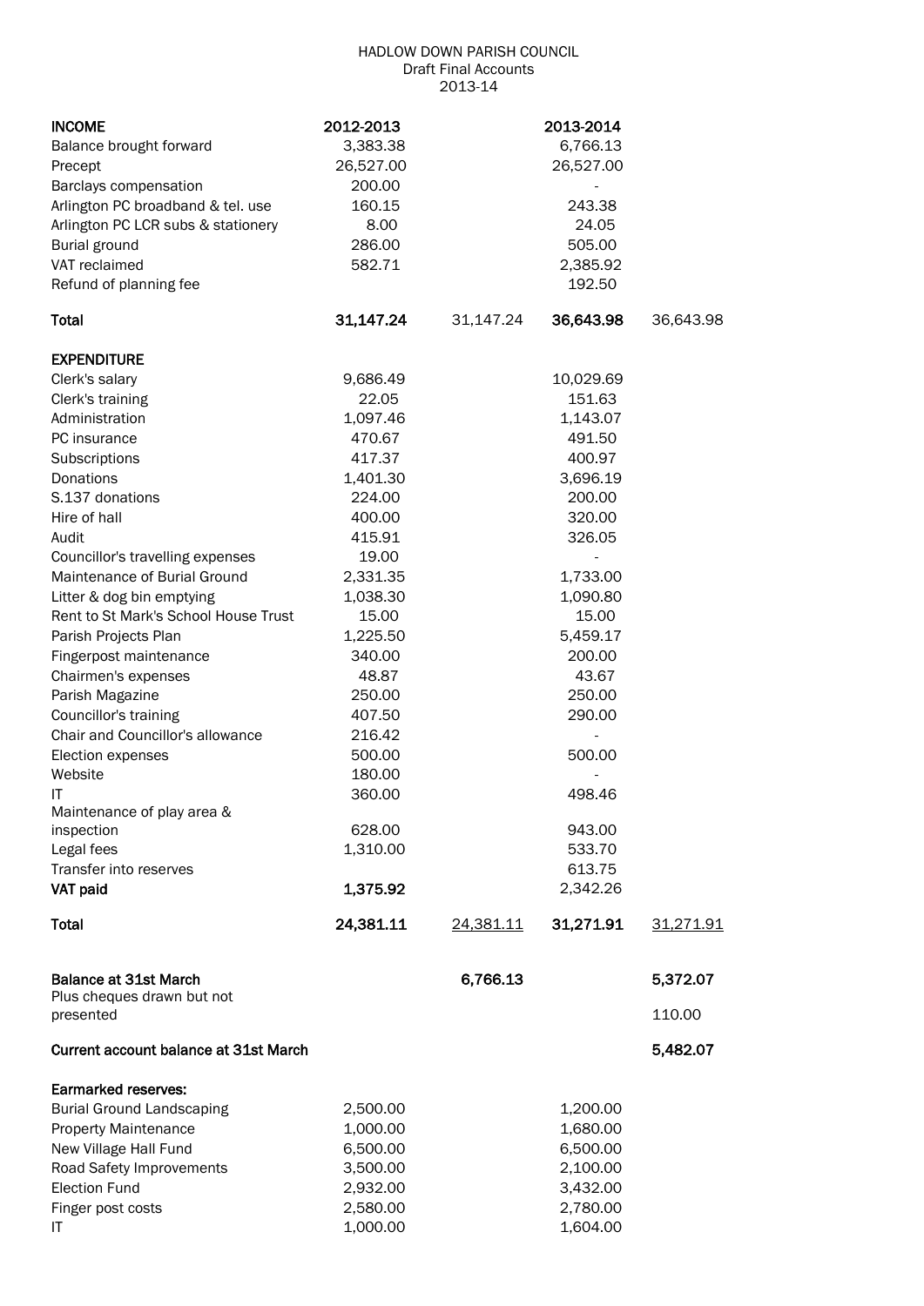HADLOW DOWN PARISH COUNCIL
Draft Final Accounts
2013-14

| **INCOME** | **2012-2013** | | **2013-2014** | |
|---|---|---|---|---|
| Balance brought forward | 3,383.38 | | 6,766.13 | |
| Precept | 26,527.00 | | 26,527.00 | |
| Barclays compensation | 200.00 | | - | |
| Arlington PC broadband & tel. use | 160.15 | | 243.38 | |
| Arlington PC LCR subs & stationery | 8.00 | | 24.05 | |
| Burial ground | 286.00 | | 505.00 | |
| VAT reclaimed | 582.71 | | 2,385.92 | |
| Refund of planning fee | | | 192.50 | |
| **Total** | **31,147.24** | 31,147.24 | **36,643.98** | 36,643.98 |
| | | | | |
| **EXPENDITURE** | | | | |
| Clerk's salary | 9,686.49 | | 10,029.69 | |
| Clerk's training | 22.05 | | 151.63 | |
| Administration | 1,097.46 | | 1,143.07 | |
| PC insurance | 470.67 | | 491.50 | |
| Subscriptions | 417.37 | | 400.97 | |
| Donations | 1,401.30 | | 3,696.19 | |
| S.137 donations | 224.00 | | 200.00 | |
| Hire of hall | 400.00 | | 320.00 | |
| Audit | 415.91 | | 326.05 | |
| Councillor's travelling expenses | 19.00 | | - | |
| Maintenance of Burial Ground | 2,331.35 | | 1,733.00 | |
| Litter & dog bin emptying | 1,038.30 | | 1,090.80 | |
| Rent to St Mark's School House Trust | 15.00 | | 15.00 | |
| Parish Projects Plan | 1,225.50 | | 5,459.17 | |
| Fingerpost maintenance | 340.00 | | 200.00 | |
| Chairmen's expenses | 48.87 | | 43.67 | |
| Parish Magazine | 250.00 | | 250.00 | |
| Chair's training | 407.50 | | 290.00 | |
| Chair and Councillor's allowance | 216.42 | | - | |
| Election expenses | 500.00 | | 500.00 | |
| Website | 180.00 | | - | |
| IT | 360.00 | | 498.46 | |
| Maintenance of play area & inspection | 628.00 | | 943.00 | |
| Legal fees | 1,310.00 | | 533.70 | |
| Transfer into reserves | | | 613.75 | |
| **VAT paid** | **1,375.92** | | 2,342.26 | |
| **Total** | **24,381.11** | 24,381.11 | **31,271.91** | 31,271.91 |
| | | | | |
| **Balance at 31st March** | | **6,766.13** | | **5,372.07** |
| Plus cheques drawn but not presented | | | | 110.00 |
| **Current account balance at 31st March** | | | | **5,482.07** |
| | | | | |
| **Earmarked reserves:** | | | | |
| Burial Ground Landscaping | 2,500.00 | | 1,200.00 | |
| Property Maintenance | 1,000.00 | | 1,680.00 | |
| New Village Hall Fund | 6,500.00 | | 6,500.00 | |
| Road Safety Improvements | 3,500.00 | | 2,100.00 | |
| Election Fund | 2,932.00 | | 3,432.00 | |
| Finger post costs | 2,580.00 | | 2,780.00 | |
| IT | 1,000.00 | | 1,604.00 | |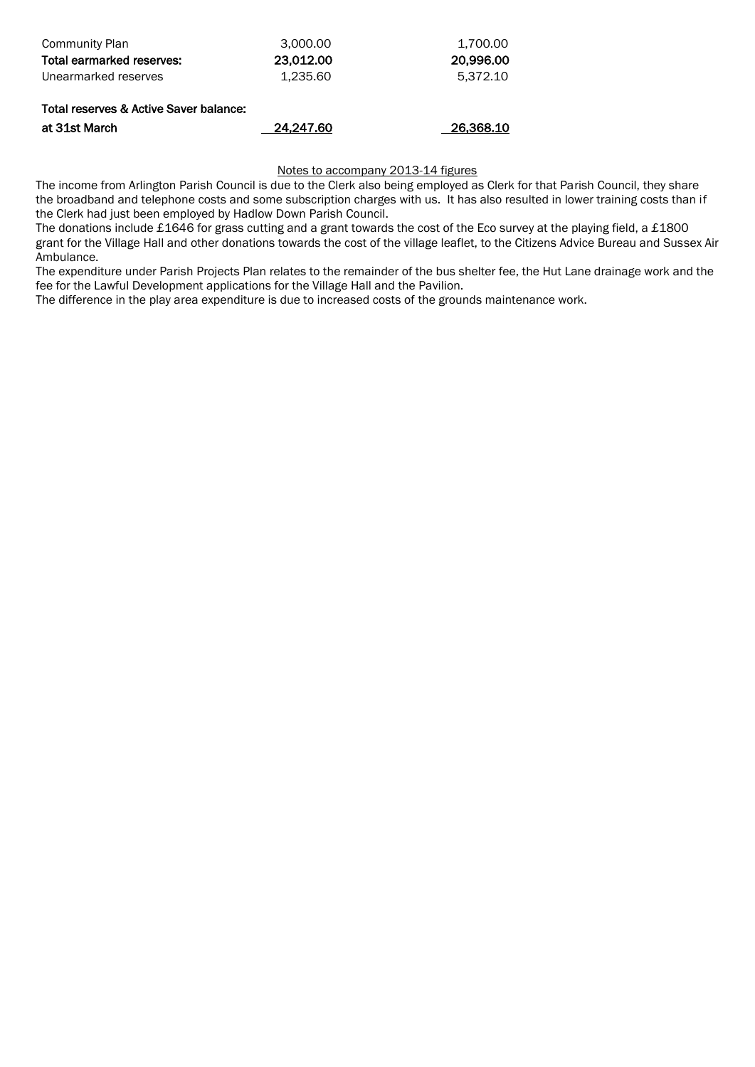| | | |
|---|---|---|
| Community Plan | 3,000.00 | 1,700.00 |
| **Total earmarked reserves:** | **23,012.00** | **20,996.00** |
| Unearmarked reserves | 1,235.60 | 5,372.10 |
| **Total reserves & Active Saver balance:** | | |
| **at 31st March** | **24,247.60** | **26,368.10** |

Notes to accompany 2013-14 figures

The income from Arlington Parish Council is due to the Clerk also being employed as Clerk for that Parish Council, they share the broadband and telephone costs and some subscription charges with us. It has also resulted in lower training costs than if the Clerk had just been employed by Hadlow Down Parish Council.

The donations include £1646 for grass cutting and a grant towards the cost of the Eco survey at the playing field, a £1800 grant for the Village Hall and other donations towards the cost of the village leaflet, to the Citizens Advice Bureau and Sussex Air Ambulance.

The expenditure under Parish Projects Plan relates to the remainder of the bus shelter fee, the Hut Lane drainage work and the fee for the Lawful Development applications for the Village Hall and the Pavilion.

The difference in the play area expenditure is due to increased costs of the grounds maintenance work.